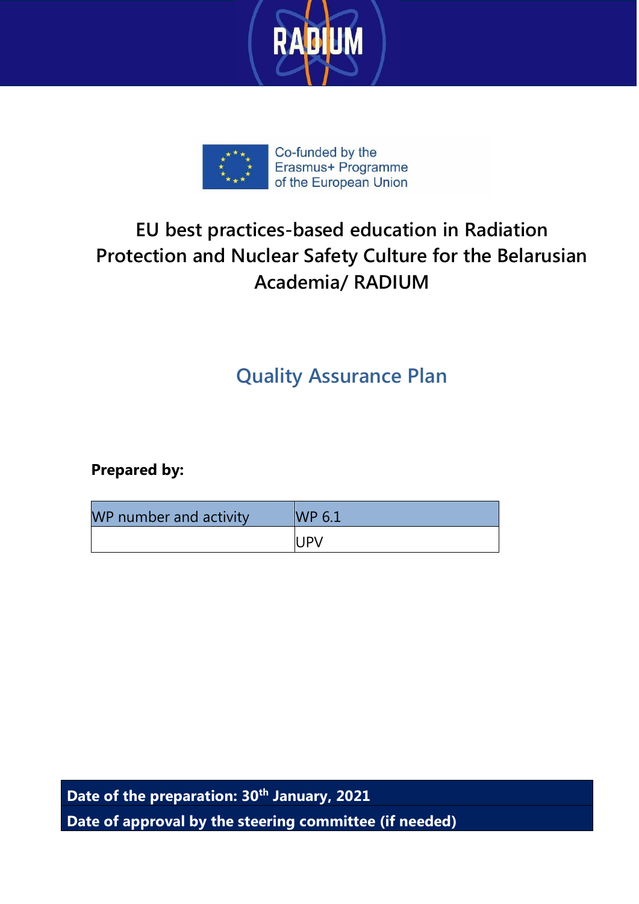RADIUM

Co-funded by the Erasmus+ Programme of the European Union

# EU best practices-based education in Radiation Protection and Nuclear Safety Culture for the Belarusian Academia/ RADIUM

## Quality Assurance Plan

**Prepared by:**

| WP number and activity | WP 6.1 |
|---|---|
| | UPV |

| **Date of the preparation: 30th January, 2021** |
|---|
| **Date of approval by the steering committee (if needed)** |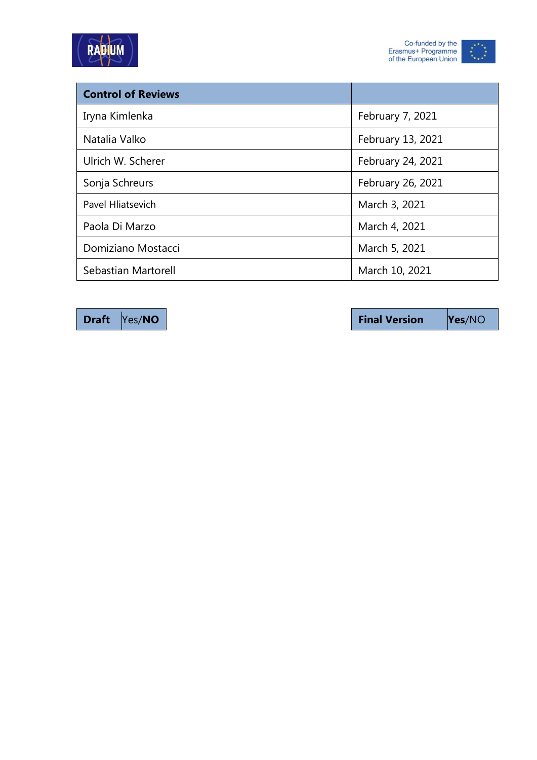| Control of Reviews | |
|---|---|
| Iryna Kimlenka | February 7, 2021 |
| Natalia Valko | February 13, 2021 |
| Ulrich W. Scherer | February 24, 2021 |
| Sonja Schreurs | February 26, 2021 |
| Pavel Hliatsevich | March 3, 2021 |
| Paola Di Marzo | March 4, 2021 |
| Domiziano Mostacci | March 5, 2021 |
| Sebastian Martorell | March 10, 2021 |

| **Draft** | Yes/**NO** |
|---|---|

| **Final Version** | **Yes**/NO |
|---|---|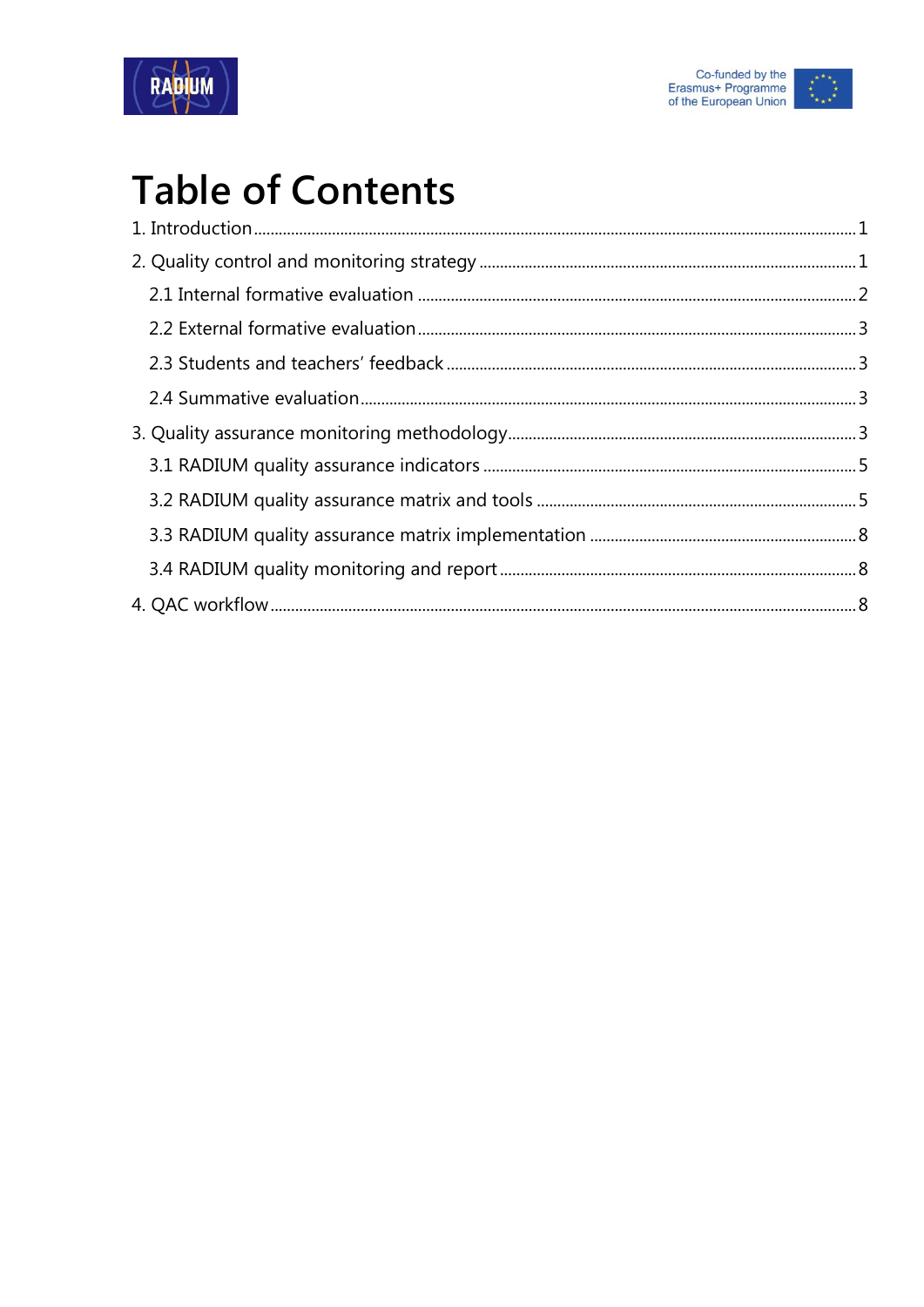# Table of Contents

1. Introduction ........ 1

2. Quality control and monitoring strategy ........ 1

   2.1 Internal formative evaluation ........ 2

   2.2 External formative evaluation ........ 3

   2.3 Students and teachers' feedback ........ 3

   2.4 Summative evaluation ........ 3

3. Quality assurance monitoring methodology ........ 3

   3.1 RADIUM quality assurance indicators ........ 5

   3.2 RADIUM quality assurance matrix and tools ........ 5

   3.3 RADIUM quality assurance matrix implementation ........ 8

   3.4 RADIUM quality monitoring and report ........ 8

4. QAC workflow ........ 8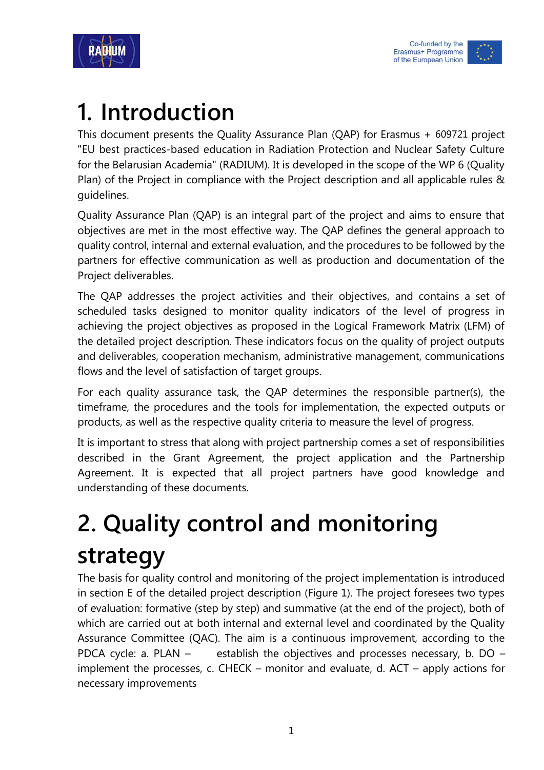# 1. Introduction

This document presents the Quality Assurance Plan (QAP) for Erasmus + 609721 project "EU best practices-based education in Radiation Protection and Nuclear Safety Culture for the Belarusian Academia" (RADIUM). It is developed in the scope of the WP 6 (Quality Plan) of the Project in compliance with the Project description and all applicable rules & guidelines.

Quality Assurance Plan (QAP) is an integral part of the project and aims to ensure that objectives are met in the most effective way. The QAP defines the general approach to quality control, internal and external evaluation, and the procedures to be followed by the partners for effective communication as well as production and documentation of the Project deliverables.

The QAP addresses the project activities and their objectives, and contains a set of scheduled tasks designed to monitor quality indicators of the level of progress in achieving the project objectives as proposed in the Logical Framework Matrix (LFM) of the detailed project description. These indicators focus on the quality of project outputs and deliverables, cooperation mechanism, administrative management, communications flows and the level of satisfaction of target groups.

For each quality assurance task, the QAP determines the responsible partner(s), the timeframe, the procedures and the tools for implementation, the expected outputs or products, as well as the respective quality criteria to measure the level of progress.

It is important to stress that along with project partnership comes a set of responsibilities described in the Grant Agreement, the project application and the Partnership Agreement. It is expected that all project partners have good knowledge and understanding of these documents.

# 2. Quality control and monitoring strategy

The basis for quality control and monitoring of the project implementation is introduced in section E of the detailed project description (Figure 1). The project foresees two types of evaluation: formative (step by step) and summative (at the end of the project), both of which are carried out at both internal and external level and coordinated by the Quality Assurance Committee (QAC). The aim is a continuous improvement, according to the PDCA cycle: a. PLAN – establish the objectives and processes necessary, b. DO – implement the processes, c. CHECK – monitor and evaluate, d. ACT – apply actions for necessary improvements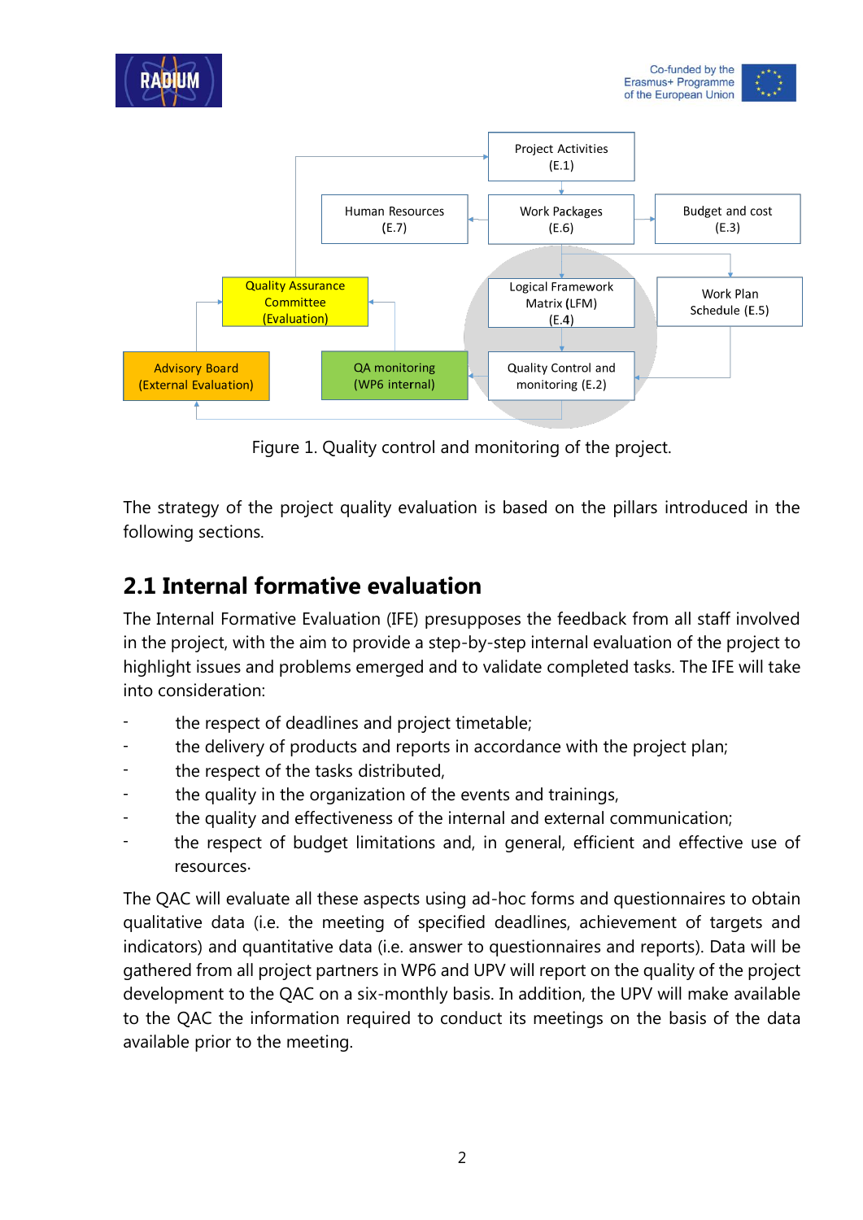Figure 1. Quality control and monitoring of the project.

The strategy of the project quality evaluation is based on the pillars introduced in the following sections.

## 2.1 Internal formative evaluation

The Internal Formative Evaluation (IFE) presupposes the feedback from all staff involved in the project, with the aim to provide a step-by-step internal evaluation of the project to highlight issues and problems emerged and to validate completed tasks. The IFE will take into consideration:

- the respect of deadlines and project timetable;
- the delivery of products and reports in accordance with the project plan;
- the respect of the tasks distributed,
- the quality in the organization of the events and trainings,
- the quality and effectiveness of the internal and external communication;
- the respect of budget limitations and, in general, efficient and effective use of resources.

The QAC will evaluate all these aspects using ad-hoc forms and questionnaires to obtain qualitative data (i.e. the meeting of specified deadlines, achievement of targets and indicators) and quantitative data (i.e. answer to questionnaires and reports). Data will be gathered from all project partners in WP6 and UPV will report on the quality of the project development to the QAC on a six-monthly basis. In addition, the UPV will make available to the QAC the information required to conduct its meetings on the basis of the data available prior to the meeting.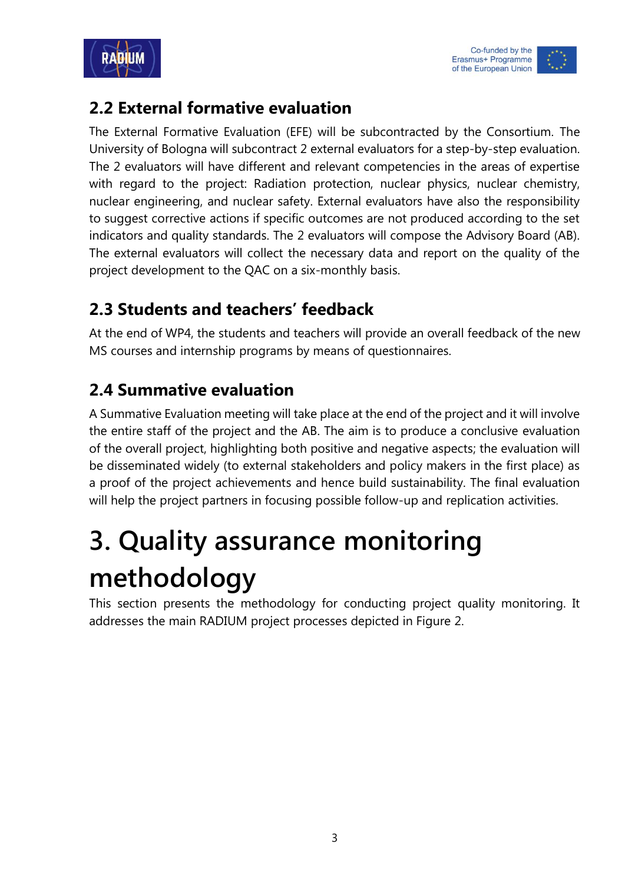## 2.2 External formative evaluation

The External Formative Evaluation (EFE) will be subcontracted by the Consortium. The University of Bologna will subcontract 2 external evaluators for a step-by-step evaluation. The 2 evaluators will have different and relevant competencies in the areas of expertise with regard to the project: Radiation protection, nuclear physics, nuclear chemistry, nuclear engineering, and nuclear safety. External evaluators have also the responsibility to suggest corrective actions if specific outcomes are not produced according to the set indicators and quality standards. The 2 evaluators will compose the Advisory Board (AB). The external evaluators will collect the necessary data and report on the quality of the project development to the QAC on a six-monthly basis.

## 2.3 Students and teachers' feedback

At the end of WP4, the students and teachers will provide an overall feedback of the new MS courses and internship programs by means of questionnaires.

## 2.4 Summative evaluation

A Summative Evaluation meeting will take place at the end of the project and it will involve the entire staff of the project and the AB. The aim is to produce a conclusive evaluation of the overall project, highlighting both positive and negative aspects; the evaluation will be disseminated widely (to external stakeholders and policy makers in the first place) as a proof of the project achievements and hence build sustainability. The final evaluation will help the project partners in focusing possible follow-up and replication activities.

# 3. Quality assurance monitoring methodology

This section presents the methodology for conducting project quality monitoring. It addresses the main RADIUM project processes depicted in Figure 2.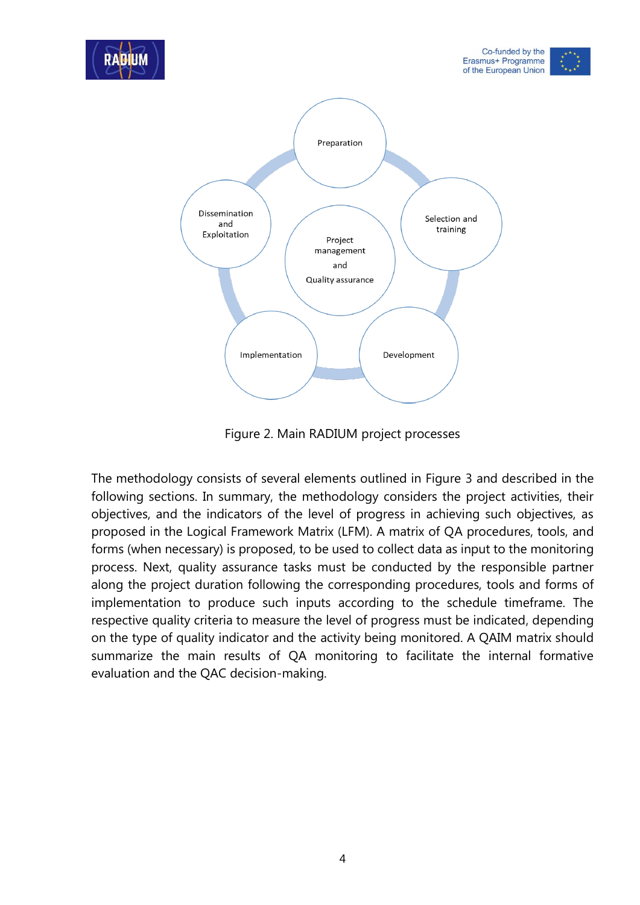Figure 2. Main RADIUM project processes

The methodology consists of several elements outlined in Figure 3 and described in the following sections. In summary, the methodology considers the project activities, their objectives, and the indicators of the level of progress in achieving such objectives, as proposed in the Logical Framework Matrix (LFM). A matrix of QA procedures, tools, and forms (when necessary) is proposed, to be used to collect data as input to the monitoring process. Next, quality assurance tasks must be conducted by the responsible partner along the project duration following the corresponding procedures, tools and forms of implementation to produce such inputs according to the schedule timeframe. The respective quality criteria to measure the level of progress must be indicated, depending on the type of quality indicator and the activity being monitored. A QAIM matrix should summarize the main results of QA monitoring to facilitate the internal formative evaluation and the QAC decision-making.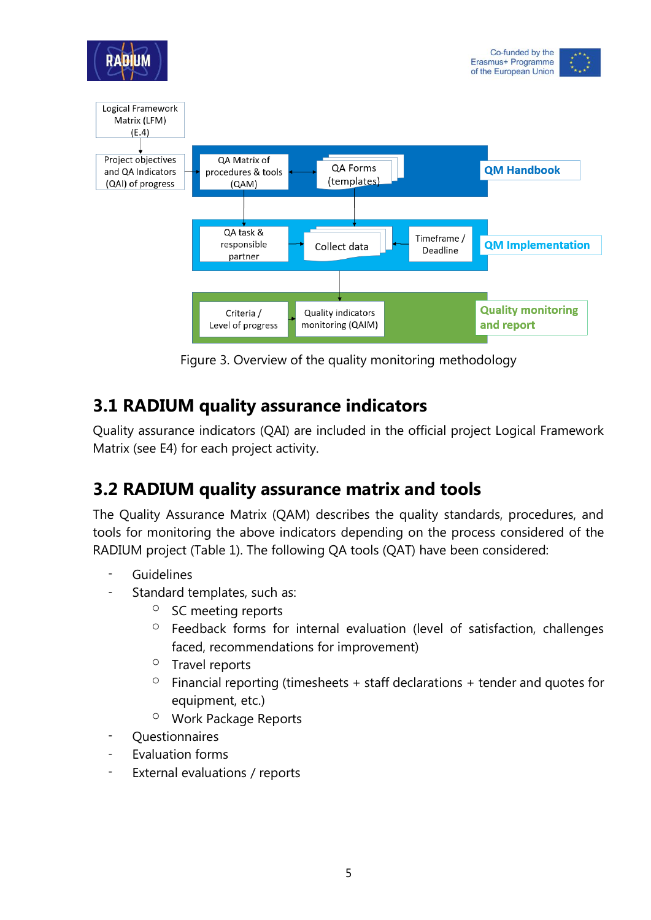Figure 3. Overview of the quality monitoring methodology

## 3.1 RADIUM quality assurance indicators

Quality assurance indicators (QAI) are included in the official project Logical Framework Matrix (see E4) for each project activity.

## 3.2 RADIUM quality assurance matrix and tools

The Quality Assurance Matrix (QAM) describes the quality standards, procedures, and tools for monitoring the above indicators depending on the process considered of the RADIUM project (Table 1). The following QA tools (QAT) have been considered:

- Guidelines
- Standard templates, such as:
    - SC meeting reports
    - Feedback forms for internal evaluation (level of satisfaction, challenges faced, recommendations for improvement)
    - Travel reports
    - Financial reporting (timesheets + staff declarations + tender and quotes for equipment, etc.)
    - Work Package Reports
- Questionnaires
- Evaluation forms
- External evaluations / reports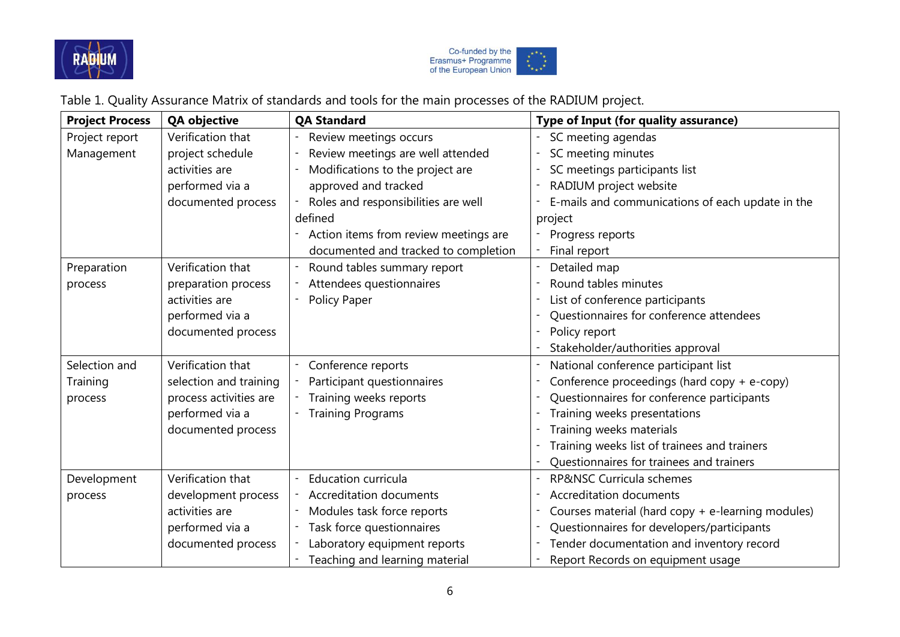Table 1. Quality Assurance Matrix of standards and tools for the main processes of the RADIUM project.

| Project Process | QA objective | QA Standard | Type of Input (for quality assurance) |
| --- | --- | --- | --- |
| Project report Management | Verification that project schedule activities are performed via a documented process | - Review meetings occurs<br>- Review meetings are well attended<br>- Modifications to the project are approved and tracked<br>- Roles and responsibilities are well defined<br>- Action items from review meetings are documented and tracked to completion | - SC meeting agendas<br>- SC meeting minutes<br>- SC meetings participants list<br>- RADIUM project website<br>- E-mails and communications of each update in the project<br>- Progress reports<br>- Final report |
| Preparation process | Verification that preparation process activities are performed via a documented process | - Round tables summary report<br>- Attendees questionnaires<br>- Policy Paper | - Detailed map<br>- Round tables minutes<br>- List of conference participants<br>- Questionnaires for conference attendees<br>- Policy report<br>- Stakeholder/authorities approval |
| Selection and Training process | Verification that selection and training process activities are performed via a documented process | - Conference reports<br>- Participant questionnaires<br>- Training weeks reports<br>- Training Programs | - National conference participant list<br>- Conference proceedings (hard copy + e-copy)<br>- Questionnaires for conference participants<br>- Training weeks presentations<br>- Training weeks materials<br>- Training weeks list of trainees and trainers<br>- Questionnaires for trainees and trainers |
| Development process | Verification that development process activities are performed via a documented process | - Education curricula<br>- Accreditation documents<br>- Modules task force reports<br>- Task force questionnaires<br>- Laboratory equipment reports<br>- Teaching and learning material | - RP&NSC Curricula schemes<br>- Accreditation documents<br>- Courses material (hard copy + e-learning modules)<br>- Questionnaires for developers/participants<br>- Tender documentation and inventory record<br>- Report Records on equipment usage |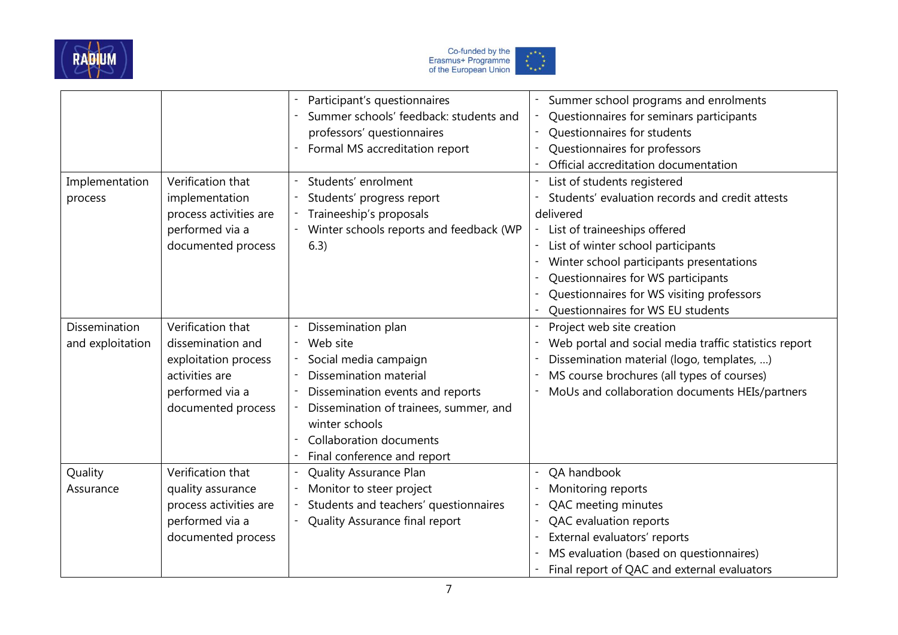| | | | |
|---|---|---|---|
| | | - Participant's questionnaires<br>- Summer schools' feedback: students and professors' questionnaires<br>- Formal MS accreditation report | - Summer school programs and enrolments<br>- Questionnaires for seminars participants<br>- Questionnaires for students<br>- Questionnaires for professors<br>- Official accreditation documentation |
| Implementation process | Verification that implementation process activities are performed via a documented process | - Students' enrolment<br>- Students' progress report<br>- Traineeship's proposals<br>- Winter schools reports and feedback (WP 6.3) | - List of students registered<br>- Students' evaluation records and credit attests delivered<br>- List of traineeships offered<br>- List of winter school participants<br>- Winter school participants presentations<br>- Questionnaires for WS participants<br>- Questionnaires for WS visiting professors<br>- Questionnaires for WS EU students |
| Dissemination and exploitation | Verification that dissemination and exploitation process activities are performed via a documented process | - Dissemination plan<br>- Web site<br>- Social media campaign<br>- Dissemination material<br>- Dissemination events and reports<br>- Dissemination of trainees, summer, and winter schools<br>- Collaboration documents<br>- Final conference and report | - Project web site creation<br>- Web portal and social media traffic statistics report<br>- Dissemination material (logo, templates, ...)<br>- MS course brochures (all types of courses)<br>- MoUs and collaboration documents HEIs/partners |
| Quality Assurance | Verification that quality assurance process activities are performed via a documented process | - Quality Assurance Plan<br>- Monitor to steer project<br>- Students and teachers' questionnaires<br>- Quality Assurance final report | - QA handbook<br>- Monitoring reports<br>- QAC meeting minutes<br>- QAC evaluation reports<br>- External evaluators' reports<br>- MS evaluation (based on questionnaires)<br>- Final report of QAC and external evaluators |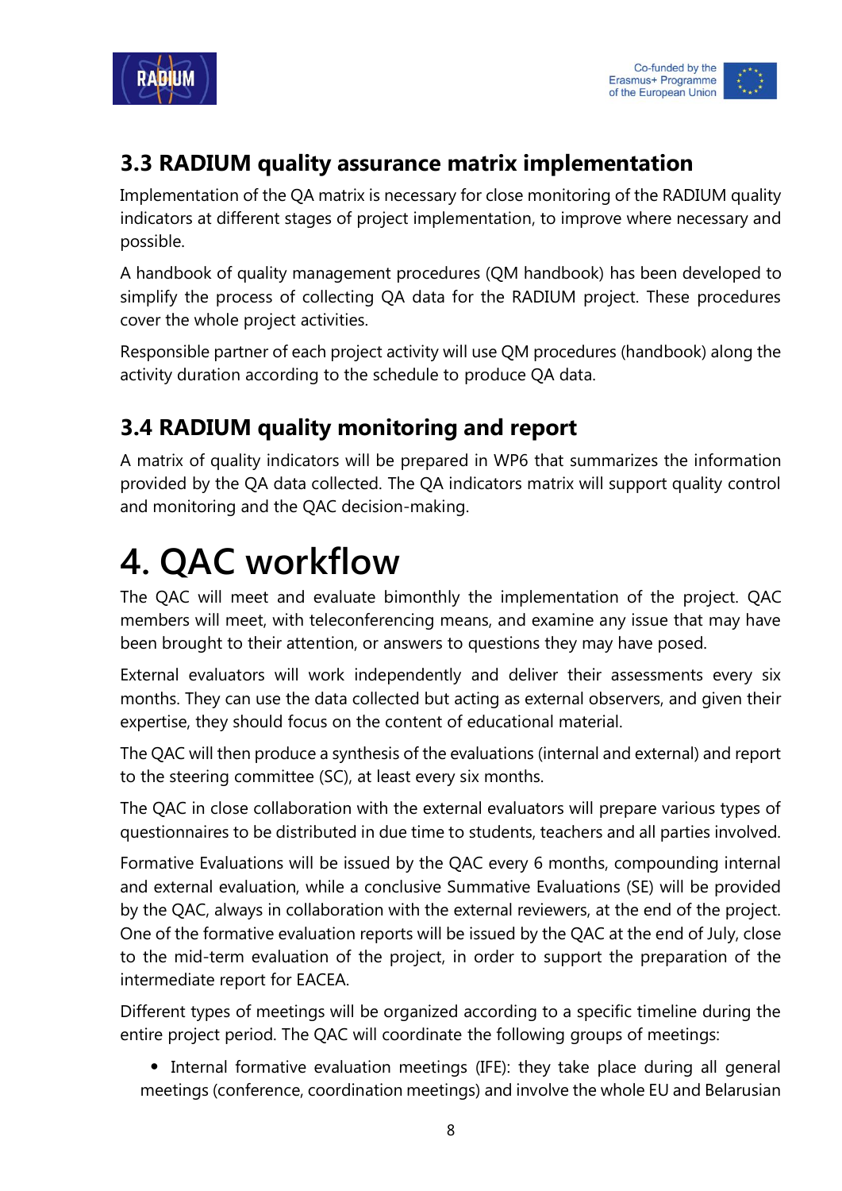### 3.3 RADIUM quality assurance matrix implementation

Implementation of the QA matrix is necessary for close monitoring of the RADIUM quality indicators at different stages of project implementation, to improve where necessary and possible.

A handbook of quality management procedures (QM handbook) has been developed to simplify the process of collecting QA data for the RADIUM project. These procedures cover the whole project activities.

Responsible partner of each project activity will use QM procedures (handbook) along the activity duration according to the schedule to produce QA data.

### 3.4 RADIUM quality monitoring and report

A matrix of quality indicators will be prepared in WP6 that summarizes the information provided by the QA data collected. The QA indicators matrix will support quality control and monitoring and the QAC decision-making.

# 4. QAC workflow

The QAC will meet and evaluate bimonthly the implementation of the project. QAC members will meet, with teleconferencing means, and examine any issue that may have been brought to their attention, or answers to questions they may have posed.

External evaluators will work independently and deliver their assessments every six months. They can use the data collected but acting as external observers, and given their expertise, they should focus on the content of educational material.

The QAC will then produce a synthesis of the evaluations (internal and external) and report to the steering committee (SC), at least every six months.

The QAC in close collaboration with the external evaluators will prepare various types of questionnaires to be distributed in due time to students, teachers and all parties involved.

Formative Evaluations will be issued by the QAC every 6 months, compounding internal and external evaluation, while a conclusive Summative Evaluations (SE) will be provided by the QAC, always in collaboration with the external reviewers, at the end of the project. One of the formative evaluation reports will be issued by the QAC at the end of July, close to the mid-term evaluation of the project, in order to support the preparation of the intermediate report for EACEA.

Different types of meetings will be organized according to a specific timeline during the entire project period. The QAC will coordinate the following groups of meetings:

- Internal formative evaluation meetings (IFE): they take place during all general meetings (conference, coordination meetings) and involve the whole EU and Belarusian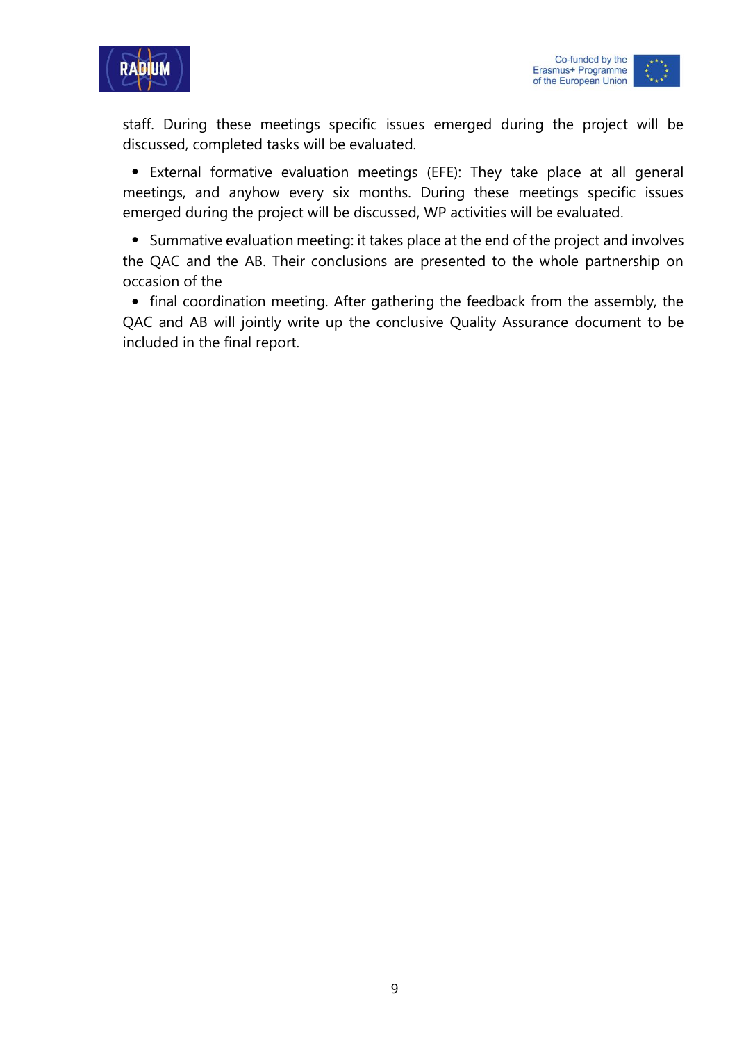staff. During these meetings specific issues emerged during the project will be discussed, completed tasks will be evaluated.

- External formative evaluation meetings (EFE): They take place at all general meetings, and anyhow every six months. During these meetings specific issues emerged during the project will be discussed, WP activities will be evaluated.

- Summative evaluation meeting: it takes place at the end of the project and involves the QAC and the AB. Their conclusions are presented to the whole partnership on occasion of the
- final coordination meeting. After gathering the feedback from the assembly, the QAC and AB will jointly write up the conclusive Quality Assurance document to be included in the final report.